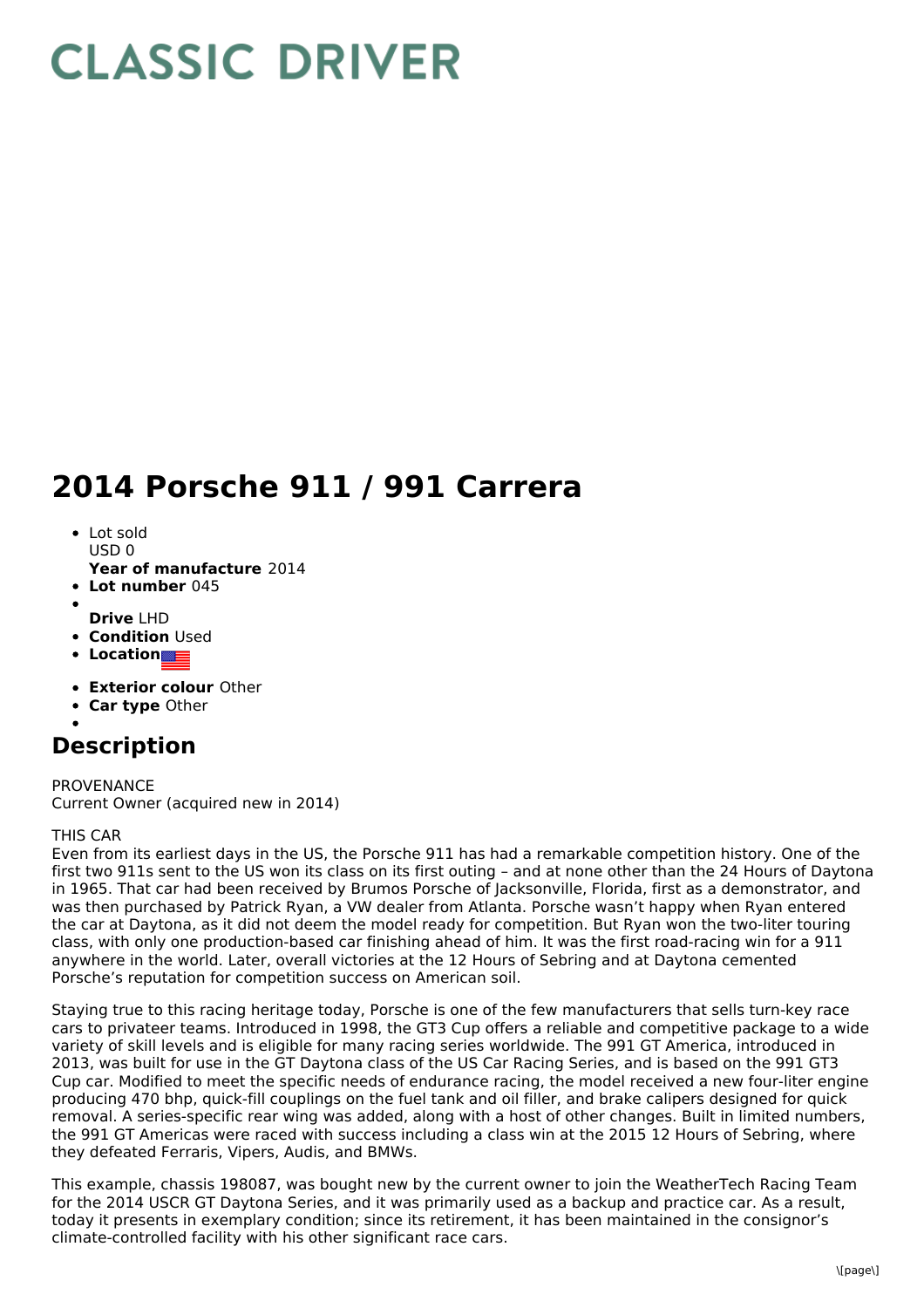# CLASSIC DRIVER

# 2014 Porsche 911 / 991 Carrera

- Lot sold
  USD 0
  **Year of manufacture** 2014
- **Lot number** 045
- 
  **Drive** LHD
- **Condition** Used
- **Location**
- **Exterior colour** Other
- **Car type** Other
- 

## Description

PROVENANCE
Current Owner (acquired new in 2014)

THIS CAR
Even from its earliest days in the US, the Porsche 911 has had a remarkable competition history. One of the first two 911s sent to the US won its class on its first outing – and at none other than the 24 Hours of Daytona in 1965. That car had been received by Brumos Porsche of Jacksonville, Florida, first as a demonstrator, and was then purchased by Patrick Ryan, a VW dealer from Atlanta. Porsche wasn't happy when Ryan entered the car at Daytona, as it did not deem the model ready for competition. But Ryan won the two-liter touring class, with only one production-based car finishing ahead of him. It was the first road-racing win for a 911 anywhere in the world. Later, overall victories at the 12 Hours of Sebring and at Daytona cemented Porsche's reputation for competition success on American soil.

Staying true to this racing heritage today, Porsche is one of the few manufacturers that sells turn-key race cars to privateer teams. Introduced in 1998, the GT3 Cup offers a reliable and competitive package to a wide variety of skill levels and is eligible for many racing series worldwide. The 991 GT America, introduced in 2013, was built for use in the GT Daytona class of the US Car Racing Series, and is based on the 991 GT3 Cup car. Modified to meet the specific needs of endurance racing, the model received a new four-liter engine producing 470 bhp, quick-fill couplings on the fuel tank and oil filler, and brake calipers designed for quick removal. A series-specific rear wing was added, along with a host of other changes. Built in limited numbers, the 991 GT Americas were raced with success including a class win at the 2015 12 Hours of Sebring, where they defeated Ferraris, Vipers, Audis, and BMWs.

This example, chassis 198087, was bought new by the current owner to join the WeatherTech Racing Team for the 2014 USCR GT Daytona Series, and it was primarily used as a backup and practice car. As a result, today it presents in exemplary condition; since its retirement, it has been maintained in the consignor's climate-controlled facility with his other significant race cars.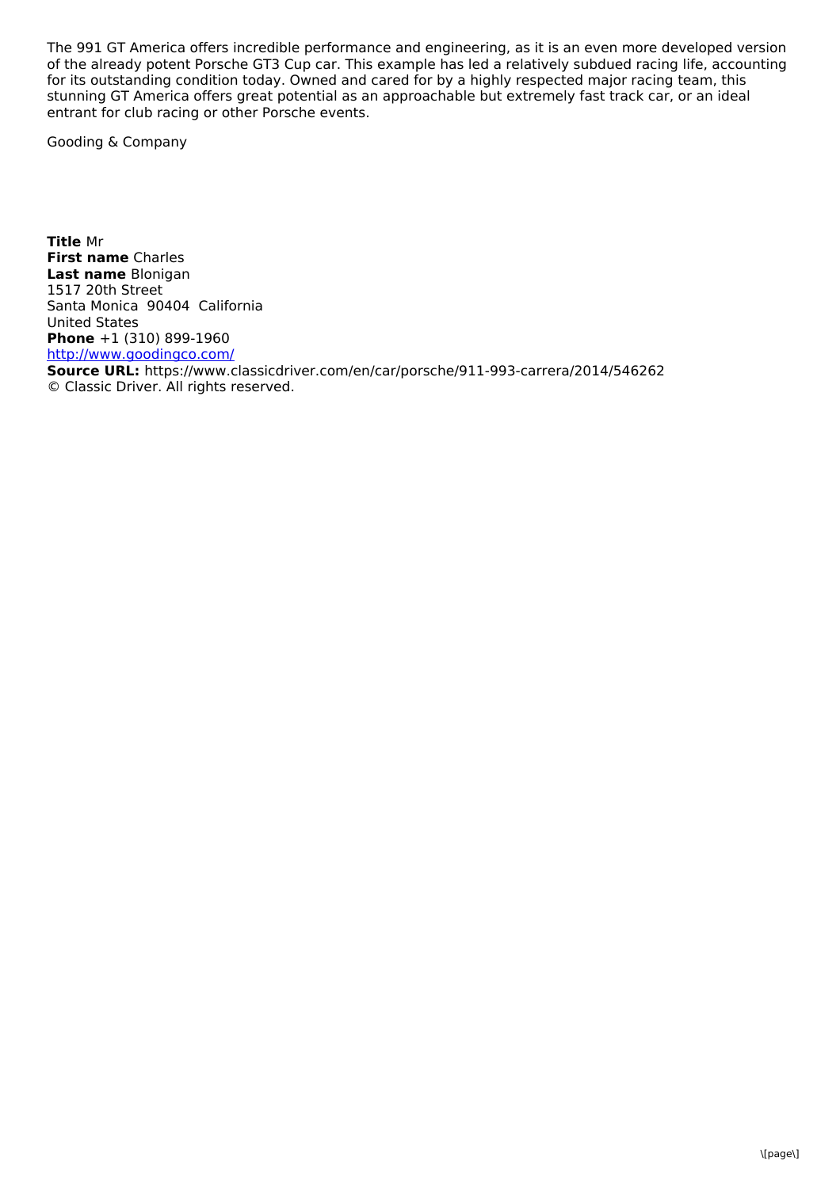The 991 GT America offers incredible performance and engineering, as it is an even more developed version of the already potent Porsche GT3 Cup car. This example has led a relatively subdued racing life, accounting for its outstanding condition today. Owned and cared for by a highly respected major racing team, this stunning GT America offers great potential as an approachable but extremely fast track car, or an ideal entrant for club racing or other Porsche events.

Gooding & Company

**Title** Mr  
**First name** Charles  
**Last name** Blonigan  
1517 20th Street  
Santa Monica 90404 California  
United States  
**Phone** +1 (310) 899-1960  
[http://www.goodingco.com/](http://www.goodingco.com/)  
**Source URL:** https://www.classicdriver.com/en/car/porsche/911-993-carrera/2014/546262  
© Classic Driver. All rights reserved.